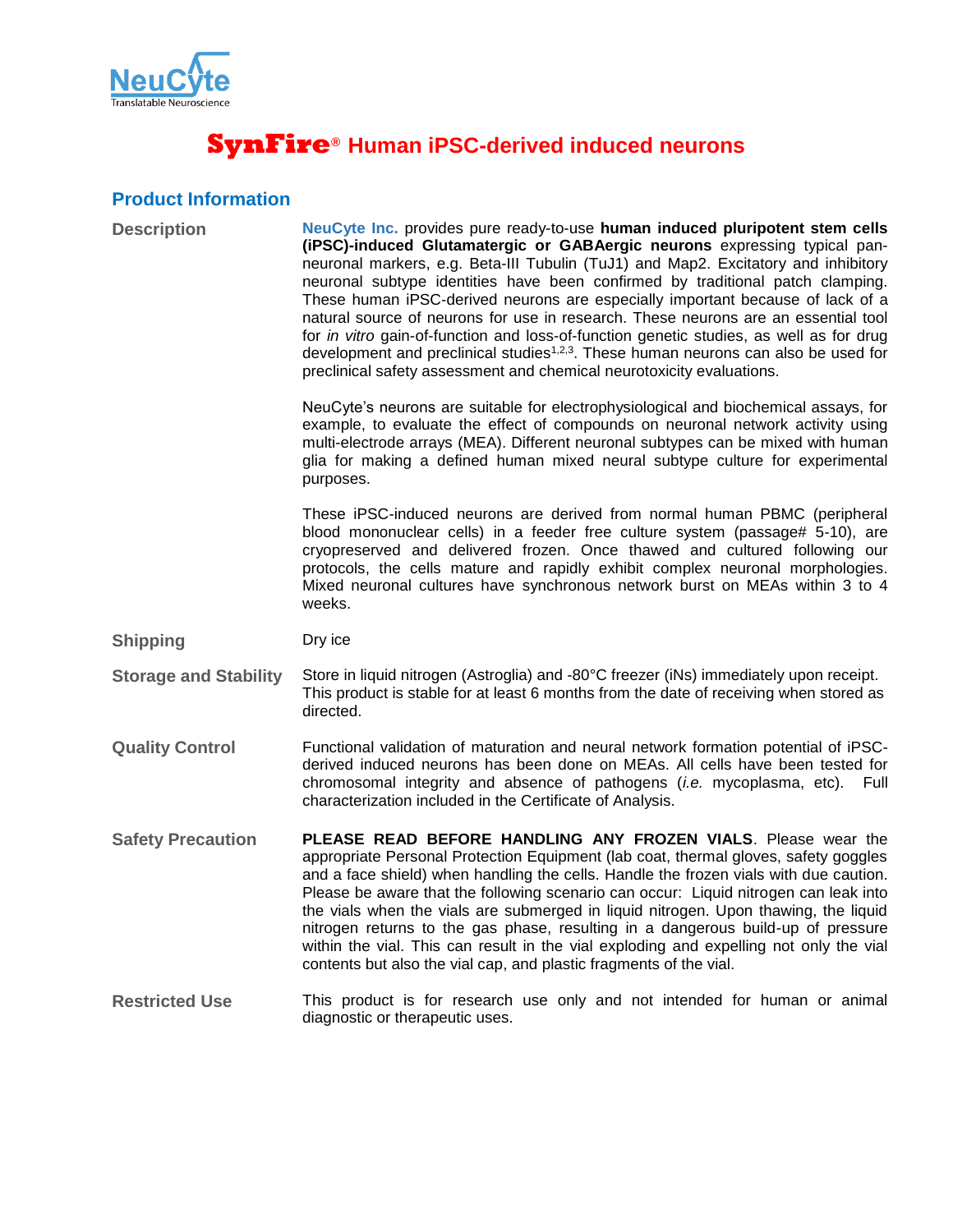NeuCyte
Translatable Neuroscience

# SynFire® Human iPSC-derived induced neurons

## Product Information

**Description**

NeuCyte Inc. provides pure ready-to-use **human induced pluripotent stem cells (iPSC)-induced Glutamatergic or GABAergic neurons** expressing typical pan-neuronal markers, e.g. Beta-III Tubulin (TuJ1) and Map2. Excitatory and inhibitory neuronal subtype identities have been confirmed by traditional patch clamping. These human iPSC-derived neurons are especially important because of lack of a natural source of neurons for use in research. These neurons are an essential tool for *in vitro* gain-of-function and loss-of-function genetic studies, as well as for drug development and preclinical studies[1,2,3]. These human neurons can also be used for preclinical safety assessment and chemical neurotoxicity evaluations.

NeuCyte's neurons are suitable for electrophysiological and biochemical assays, for example, to evaluate the effect of compounds on neuronal network activity using multi-electrode arrays (MEA). Different neuronal subtypes can be mixed with human glia for making a defined human mixed neural subtype culture for experimental purposes.

These iPSC-induced neurons are derived from normal human PBMC (peripheral blood mononuclear cells) in a feeder free culture system (passage# 5-10), are cryopreserved and delivered frozen. Once thawed and cultured following our protocols, the cells mature and rapidly exhibit complex neuronal morphologies. Mixed neuronal cultures have synchronous network burst on MEAs within 3 to 4 weeks.

**Shipping**

Dry ice

**Storage and Stability**

Store in liquid nitrogen (Astroglia) and -80°C freezer (iNs) immediately upon receipt. This product is stable for at least 6 months from the date of receiving when stored as directed.

**Quality Control**

Functional validation of maturation and neural network formation potential of iPSC-derived induced neurons has been done on MEAs. All cells have been tested for chromosomal integrity and absence of pathogens (*i.e.* mycoplasma, etc). Full characterization included in the Certificate of Analysis.

**Safety Precaution**

**PLEASE READ BEFORE HANDLING ANY FROZEN VIALS**. Please wear the appropriate Personal Protection Equipment (lab coat, thermal gloves, safety goggles and a face shield) when handling the cells. Handle the frozen vials with due caution. Please be aware that the following scenario can occur: Liquid nitrogen can leak into the vials when the vials are submerged in liquid nitrogen. Upon thawing, the liquid nitrogen returns to the gas phase, resulting in a dangerous build-up of pressure within the vial. This can result in the vial exploding and expelling not only the vial contents but also the vial cap, and plastic fragments of the vial.

**Restricted Use**

This product is for research use only and not intended for human or animal diagnostic or therapeutic uses.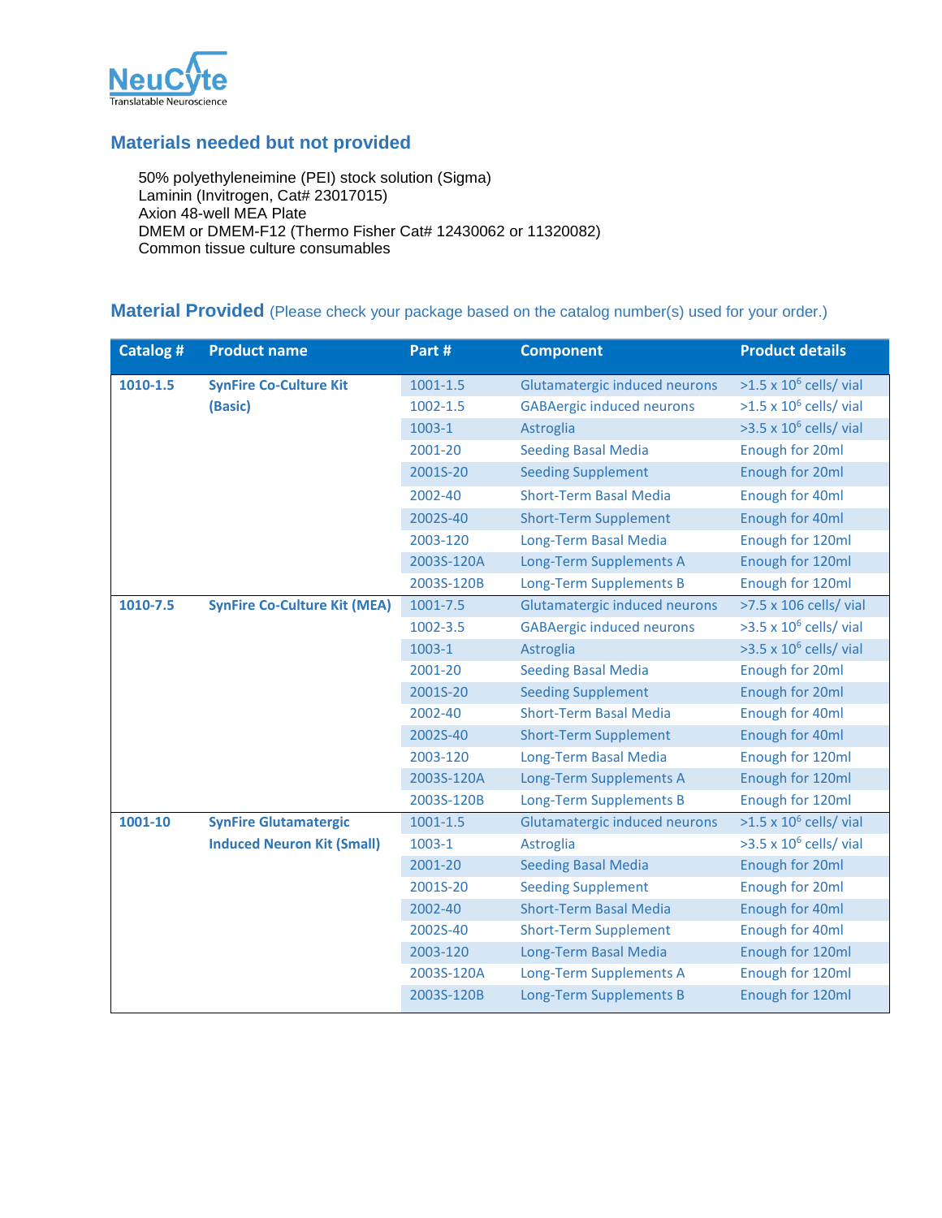## Materials needed but not provided

50% polyethyleneimine (PEI) stock solution (Sigma)
Laminin (Invitrogen, Cat# 23017015)
Axion 48-well MEA Plate
DMEM or DMEM-F12 (Thermo Fisher Cat# 12430062 or 11320082)
Common tissue culture consumables

## Material Provided (Please check your package based on the catalog number(s) used for your order.)

| Catalog # | Product name | Part # | Component | Product details |
|---|---|---|---|---|
| **1010-1.5** | **SynFire Co-Culture Kit (Basic)** | 1001-1.5 | Glutamatergic induced neurons | >1.5 x $10^6$ cells/ vial |
| | | 1002-1.5 | GABAergic induced neurons | >1.5 x $10^6$ cells/ vial |
| | | 1003-1 | Astroglia | >3.5 x $10^6$ cells/ vial |
| | | 2001-20 | Seeding Basal Media | Enough for 20ml |
| | | 2001S-20 | Seeding Supplement | Enough for 20ml |
| | | 2002-40 | Short-Term Basal Media | Enough for 40ml |
| | | 2002S-40 | Short-Term Supplement | Enough for 40ml |
| | | 2003-120 | Long-Term Basal Media | Enough for 120ml |
| | | 2003S-120A | Long-Term Supplements A | Enough for 120ml |
| | | 2003S-120B | Long-Term Supplements B | Enough for 120ml |
| **1010-7.5** | **SynFire Co-Culture Kit (MEA)** | 1001-7.5 | Glutamatergic induced neurons | >7.5 x 106 cells/ vial |
| | | 1002-3.5 | GABAergic induced neurons | >3.5 x $10^6$ cells/ vial |
| | | 1003-1 | Astroglia | >3.5 x $10^6$ cells/ vial |
| | | 2001-20 | Seeding Basal Media | Enough for 20ml |
| | | 2001S-20 | Seeding Supplement | Enough for 20ml |
| | | 2002-40 | Short-Term Basal Media | Enough for 40ml |
| | | 2002S-40 | Short-Term Supplement | Enough for 40ml |
| | | 2003-120 | Long-Term Basal Media | Enough for 120ml |
| | | 2003S-120A | Long-Term Supplements A | Enough for 120ml |
| | | 2003S-120B | Long-Term Supplements B | Enough for 120ml |
| **1001-10** | **SynFire Glutamatergic Induced Neuron Kit (Small)** | 1001-1.5 | Glutamatergic induced neurons | >1.5 x $10^6$ cells/ vial |
| | | 1003-1 | Astroglia | >3.5 x $10^6$ cells/ vial |
| | | 2001-20 | Seeding Basal Media | Enough for 20ml |
| | | 2001S-20 | Seeding Supplement | Enough for 20ml |
| | | 2002-40 | Short-Term Basal Media | Enough for 40ml |
| | | 2002S-40 | Short-Term Supplement | Enough for 40ml |
| | | 2003-120 | Long-Term Basal Media | Enough for 120ml |
| | | 2003S-120A | Long-Term Supplements A | Enough for 120ml |
| | | 2003S-120B | Long-Term Supplements B | Enough for 120ml |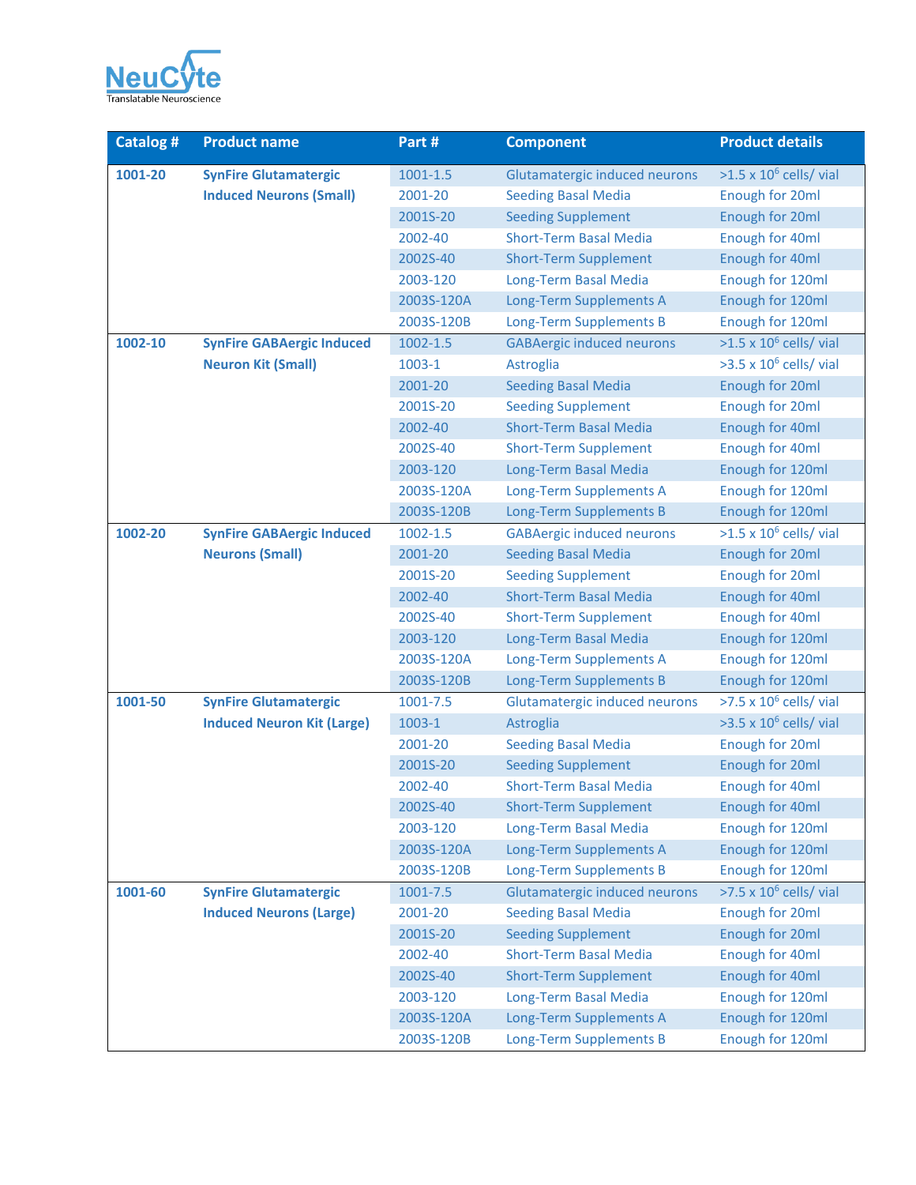| Catalog # | Product name | Part # | Component | Product details |
|---|---|---|---|---|
| **1001-20** | **SynFire Glutamatergic Induced Neurons (Small)** | 1001-1.5 | Glutamatergic induced neurons | >1.5 x $10^6$ cells/ vial |
| | | 2001-20 | Seeding Basal Media | Enough for 20ml |
| | | 2001S-20 | Seeding Supplement | Enough for 20ml |
| | | 2002-40 | Short-Term Basal Media | Enough for 40ml |
| | | 2002S-40 | Short-Term Supplement | Enough for 40ml |
| | | 2003-120 | Long-Term Basal Media | Enough for 120ml |
| | | 2003S-120A | Long-Term Supplements A | Enough for 120ml |
| | | 2003S-120B | Long-Term Supplements B | Enough for 120ml |
| **1002-10** | **SynFire GABAergic Induced Neuron Kit (Small)** | 1002-1.5 | GABAergic induced neurons | >1.5 x $10^6$ cells/ vial |
| | | 1003-1 | Astroglia | >3.5 x $10^6$ cells/ vial |
| | | 2001-20 | Seeding Basal Media | Enough for 20ml |
| | | 2001S-20 | Seeding Supplement | Enough for 20ml |
| | | 2002-40 | Short-Term Basal Media | Enough for 40ml |
| | | 2002S-40 | Short-Term Supplement | Enough for 40ml |
| | | 2003-120 | Long-Term Basal Media | Enough for 120ml |
| | | 2003S-120A | Long-Term Supplements A | Enough for 120ml |
| | | 2003S-120B | Long-Term Supplements B | Enough for 120ml |
| **1002-20** | **SynFire GABAergic Induced Neurons (Small)** | 1002-1.5 | GABAergic induced neurons | >1.5 x $10^6$ cells/ vial |
| | | 2001-20 | Seeding Basal Media | Enough for 20ml |
| | | 2001S-20 | Seeding Supplement | Enough for 20ml |
| | | 2002-40 | Short-Term Basal Media | Enough for 40ml |
| | | 2002S-40 | Short-Term Supplement | Enough for 40ml |
| | | 2003-120 | Long-Term Basal Media | Enough for 120ml |
| | | 2003S-120A | Long-Term Supplements A | Enough for 120ml |
| | | 2003S-120B | Long-Term Supplements B | Enough for 120ml |
| **1001-50** | **SynFire Glutamatergic Induced Neuron Kit (Large)** | 1001-7.5 | Glutamatergic induced neurons | >7.5 x $10^6$ cells/ vial |
| | | 1003-1 | Astroglia | >3.5 x $10^6$ cells/ vial |
| | | 2001-20 | Seeding Basal Media | Enough for 20ml |
| | | 2001S-20 | Seeding Supplement | Enough for 20ml |
| | | 2002-40 | Short-Term Basal Media | Enough for 40ml |
| | | 2002S-40 | Short-Term Supplement | Enough for 40ml |
| | | 2003-120 | Long-Term Basal Media | Enough for 120ml |
| | | 2003S-120A | Long-Term Supplements A | Enough for 120ml |
| | | 2003S-120B | Long-Term Supplements B | Enough for 120ml |
| **1001-60** | **SynFire Glutamatergic Induced Neurons (Large)** | 1001-7.5 | Glutamatergic induced neurons | >7.5 x $10^6$ cells/ vial |
| | | 2001-20 | Seeding Basal Media | Enough for 20ml |
| | | 2001S-20 | Seeding Supplement | Enough for 20ml |
| | | 2002-40 | Short-Term Basal Media | Enough for 40ml |
| | | 2002S-40 | Short-Term Supplement | Enough for 40ml |
| | | 2003-120 | Long-Term Basal Media | Enough for 120ml |
| | | 2003S-120A | Long-Term Supplements A | Enough for 120ml |
| | | 2003S-120B | Long-Term Supplements B | Enough for 120ml |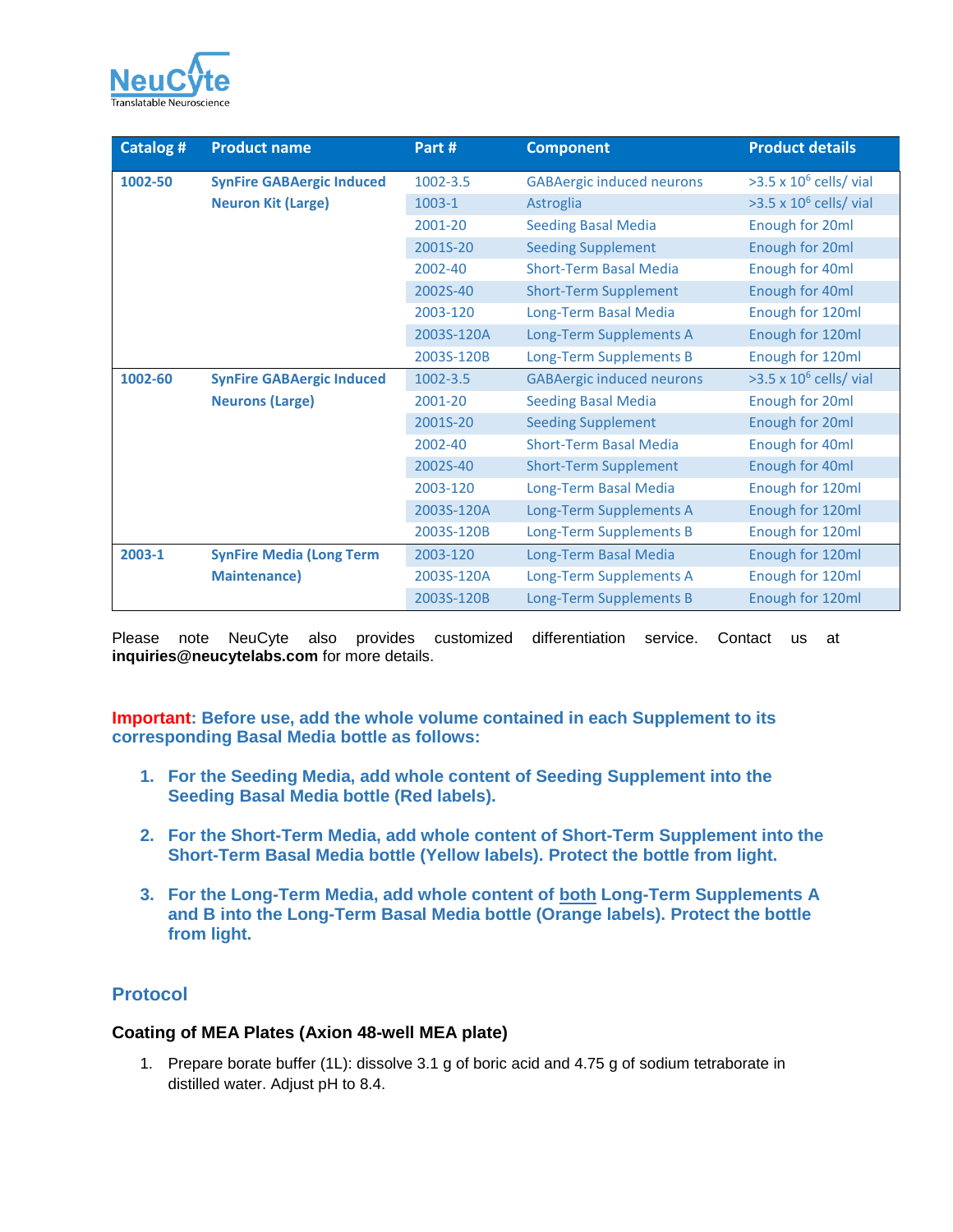| Catalog # | Product name | Part # | Component | Product details |
|---|---|---|---|---|
| **1002-50** | **SynFire GABAergic Induced Neuron Kit (Large)** | 1002-3.5 | GABAergic induced neurons | >3.5 x $10^6$ cells/ vial |
| | | 1003-1 | Astroglia | >3.5 x $10^6$ cells/ vial |
| | | 2001-20 | Seeding Basal Media | Enough for 20ml |
| | | 2001S-20 | Seeding Supplement | Enough for 20ml |
| | | 2002-40 | Short-Term Basal Media | Enough for 40ml |
| | | 2002S-40 | Short-Term Supplement | Enough for 40ml |
| | | 2003-120 | Long-Term Basal Media | Enough for 120ml |
| | | 2003S-120A | Long-Term Supplements A | Enough for 120ml |
| | | 2003S-120B | Long-Term Supplements B | Enough for 120ml |
| **1002-60** | **SynFire GABAergic Induced Neurons (Large)** | 1002-3.5 | GABAergic induced neurons | >3.5 x $10^6$ cells/ vial |
| | | 2001-20 | Seeding Basal Media | Enough for 20ml |
| | | 2001S-20 | Seeding Supplement | Enough for 20ml |
| | | 2002-40 | Short-Term Basal Media | Enough for 40ml |
| | | 2002S-40 | Short-Term Supplement | Enough for 40ml |
| | | 2003-120 | Long-Term Basal Media | Enough for 120ml |
| | | 2003S-120A | Long-Term Supplements A | Enough for 120ml |
| | | 2003S-120B | Long-Term Supplements B | Enough for 120ml |
| **2003-1** | **SynFire Media (Long Term Maintenance)** | 2003-120 | Long-Term Basal Media | Enough for 120ml |
| | | 2003S-120A | Long-Term Supplements A | Enough for 120ml |
| | | 2003S-120B | Long-Term Supplements B | Enough for 120ml |

Please note NeuCyte also provides customized differentiation service. Contact us at **inquiries@neucytelabs.com** for more details.

**Important: Before use, add the whole volume contained in each Supplement to its corresponding Basal Media bottle as follows:**

1. **For the Seeding Media, add whole content of Seeding Supplement into the Seeding Basal Media bottle (Red labels).**

2. **For the Short-Term Media, add whole content of Short-Term Supplement into the Short-Term Basal Media bottle (Yellow labels). Protect the bottle from light.**

3. **For the Long-Term Media, add whole content of both Long-Term Supplements A and B into the Long-Term Basal Media bottle (Orange labels). Protect the bottle from light.**

## Protocol

### Coating of MEA Plates (Axion 48-well MEA plate)

1. Prepare borate buffer (1L): dissolve 3.1 g of boric acid and 4.75 g of sodium tetraborate in distilled water. Adjust pH to 8.4.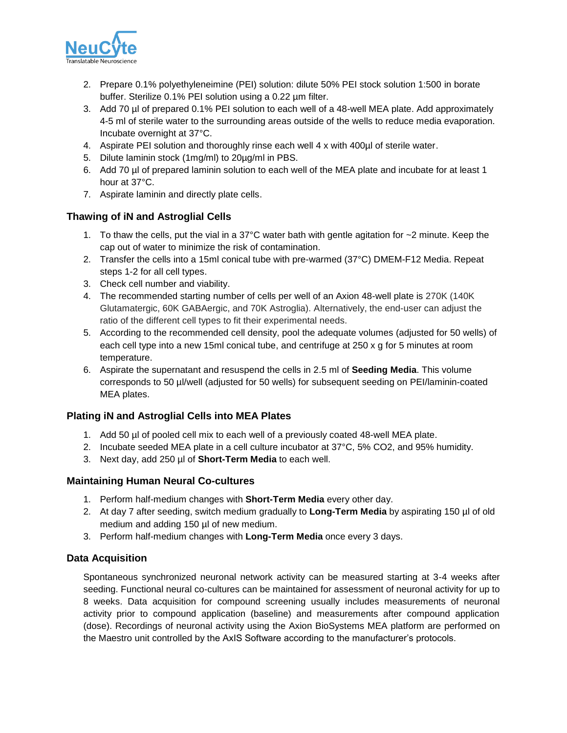2. Prepare 0.1% polyethyleneimine (PEI) solution: dilute 50% PEI stock solution 1:500 in borate buffer. Sterilize 0.1% PEI solution using a 0.22 µm filter.
3. Add 70 µl of prepared 0.1% PEI solution to each well of a 48-well MEA plate. Add approximately 4-5 ml of sterile water to the surrounding areas outside of the wells to reduce media evaporation. Incubate overnight at 37°C.
4. Aspirate PEI solution and thoroughly rinse each well 4 x with 400µl of sterile water.
5. Dilute laminin stock (1mg/ml) to 20µg/ml in PBS.
6. Add 70 µl of prepared laminin solution to each well of the MEA plate and incubate for at least 1 hour at 37°C.
7. Aspirate laminin and directly plate cells.

### Thawing of iN and Astroglial Cells

1. To thaw the cells, put the vial in a 37°C water bath with gentle agitation for ~2 minute. Keep the cap out of water to minimize the risk of contamination.
2. Transfer the cells into a 15ml conical tube with pre-warmed (37°C) DMEM-F12 Media. Repeat steps 1-2 for all cell types.
3. Check cell number and viability.
4. The recommended starting number of cells per well of an Axion 48-well plate is 270K (140K Glutamatergic, 60K GABAergic, and 70K Astroglia). Alternatively, the end-user can adjust the ratio of the different cell types to fit their experimental needs.
5. According to the recommended cell density, pool the adequate volumes (adjusted for 50 wells) of each cell type into a new 15ml conical tube, and centrifuge at 250 x g for 5 minutes at room temperature.
6. Aspirate the supernatant and resuspend the cells in 2.5 ml of **Seeding Media**. This volume corresponds to 50 µl/well (adjusted for 50 wells) for subsequent seeding on PEI/laminin-coated MEA plates.

### Plating iN and Astroglial Cells into MEA Plates

1. Add 50 µl of pooled cell mix to each well of a previously coated 48-well MEA plate.
2. Incubate seeded MEA plate in a cell culture incubator at 37°C, 5% $CO_2$, and 95% humidity.
3. Next day, add 250 µl of **Short-Term Media** to each well.

### Maintaining Human Neural Co-cultures

1. Perform half-medium changes with **Short-Term Media** every other day.
2. At day 7 after seeding, switch medium gradually to **Long-Term Media** by aspirating 150 µl of old medium and adding 150 µl of new medium.
3. Perform half-medium changes with **Long-Term Media** once every 3 days.

### Data Acquisition

Spontaneous synchronized neuronal network activity can be measured starting at 3-4 weeks after seeding. Functional neural co-cultures can be maintained for assessment of neuronal activity for up to 8 weeks. Data acquisition for compound screening usually includes measurements of neuronal activity prior to compound application (baseline) and measurements after compound application (dose). Recordings of neuronal activity using the Axion BioSystems MEA platform are performed on the Maestro unit controlled by the AxIS Software according to the manufacturer's protocols.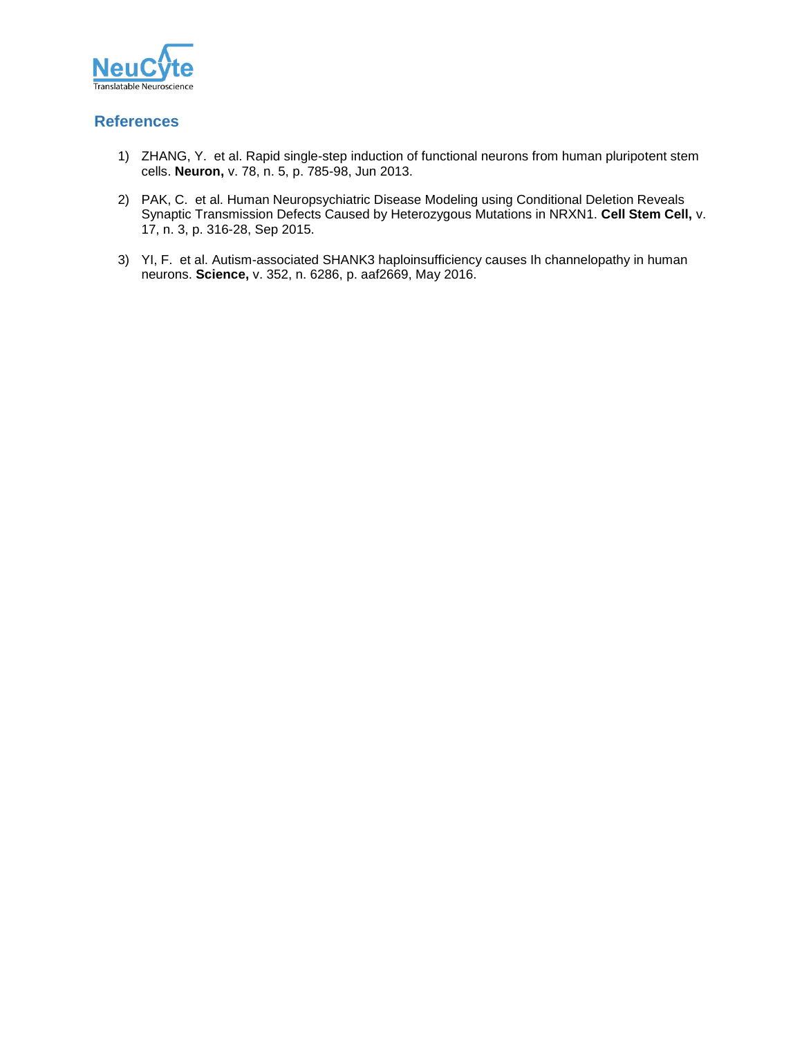## References

1) ZHANG, Y. et al. Rapid single-step induction of functional neurons from human pluripotent stem cells. **Neuron,** v. 78, n. 5, p. 785-98, Jun 2013.

2) PAK, C. et al. Human Neuropsychiatric Disease Modeling using Conditional Deletion Reveals Synaptic Transmission Defects Caused by Heterozygous Mutations in NRXN1. **Cell Stem Cell,** v. 17, n. 3, p. 316-28, Sep 2015.

3) YI, F. et al. Autism-associated SHANK3 haploinsufficiency causes Ih channelopathy in human neurons. **Science,** v. 352, n. 6286, p. aaf2669, May 2016.